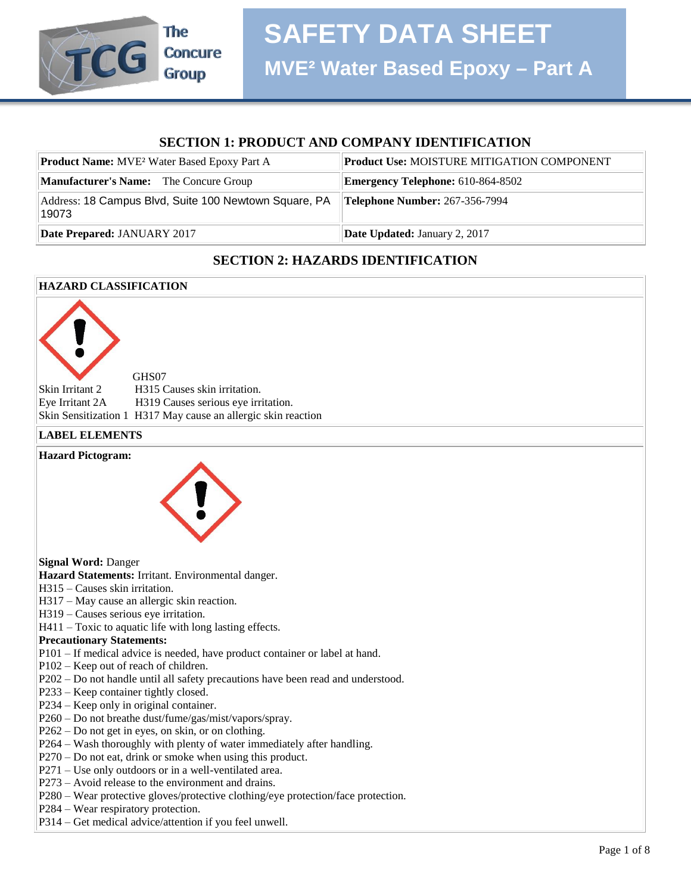# SAFETY DATA SHEET

## MVE² Water Based Epoxy – Part A

## SECTION 1: PRODUCT AND COMPANY IDENTIFICATION

| | |
|---|---|
| **Product Name:** MVE² Water Based Epoxy Part A | **Product Use:** MOISTURE MITIGATION COMPONENT |
| **Manufacturer's Name:** The Concure Group | **Emergency Telephone:** 610-864-8502 |
| Address: 18 Campus Blvd, Suite 100 Newtown Square, PA 19073 | **Telephone Number:** 267-356-7994 |
| **Date Prepared:** JANUARY 2017 | **Date Updated:** January 2, 2017 |

## SECTION 2: HAZARDS IDENTIFICATION

**HAZARD CLASSIFICATION**

GHS07

| | |
|---|---|
| Skin Irritant 2 | H315 Causes skin irritation. |
| Eye Irritant 2A | H319 Causes serious eye irritation. |
| Skin Sensitization 1 | H317 May cause an allergic skin reaction |

**LABEL ELEMENTS**

**Hazard Pictogram:**

**Signal Word:** Danger

**Hazard Statements:** Irritant. Environmental danger.

H315 – Causes skin irritation.
H317 – May cause an allergic skin reaction.
H319 – Causes serious eye irritation.
H411 – Toxic to aquatic life with long lasting effects.

**Precautionary Statements:**

P101 – If medical advice is needed, have product container or label at hand.
P102 – Keep out of reach of children.
P202 – Do not handle until all safety precautions have been read and understood.
P233 – Keep container tightly closed.
P234 – Keep only in original container.
P260 – Do not breathe dust/fume/gas/mist/vapors/spray.
P262 – Do not get in eyes, on skin, or on clothing.
P264 – Wash thoroughly with plenty of water immediately after handling.
P270 – Do not eat, drink or smoke when using this product.
P271 – Use only outdoors or in a well-ventilated area.
P273 – Avoid release to the environment and drains.
P280 – Wear protective gloves/protective clothing/eye protection/face protection.
P284 – Wear respiratory protection.
P314 – Get medical advice/attention if you feel unwell.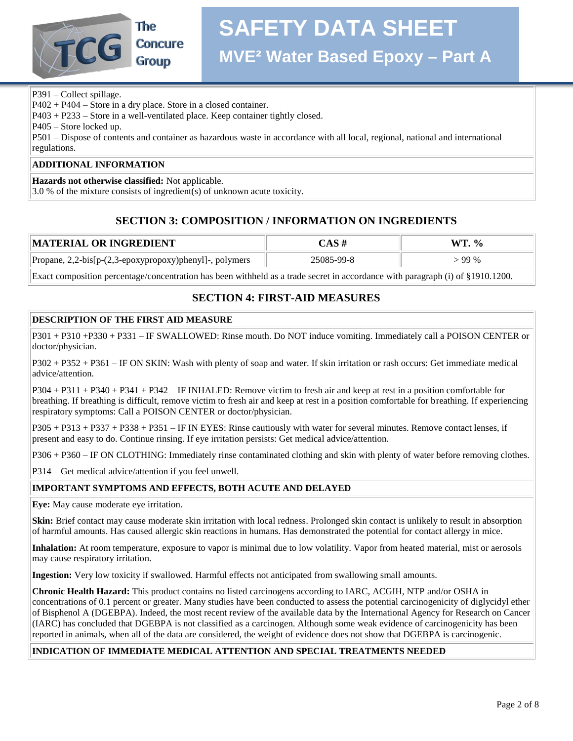P391 – Collect spillage.
P402 + P404 – Store in a dry place. Store in a closed container.
P403 + P233 – Store in a well-ventilated place. Keep container tightly closed.
P405 – Store locked up.
P501 – Dispose of contents and container as hazardous waste in accordance with all local, regional, national and international regulations.

**ADDITIONAL INFORMATION**

**Hazards not otherwise classified:** Not applicable.
3.0 % of the mixture consists of ingredient(s) of unknown acute toxicity.

## SECTION 3: COMPOSITION / INFORMATION ON INGREDIENTS

| MATERIAL OR INGREDIENT | CAS # | WT. % |
|---|---|---|
| Propane, 2,2-bis[p-(2,3-epoxypropoxy)phenyl]-, polymers | 25085-99-8 | > 99 % |

Exact composition percentage/concentration has been withheld as a trade secret in accordance with paragraph (i) of §1910.1200.

## SECTION 4: FIRST-AID MEASURES

**DESCRIPTION OF THE FIRST AID MEASURE**

P301 + P310 +P330 + P331 – IF SWALLOWED: Rinse mouth. Do NOT induce vomiting. Immediately call a POISON CENTER or doctor/physician.

P302 + P352 + P361 – IF ON SKIN: Wash with plenty of soap and water. If skin irritation or rash occurs: Get immediate medical advice/attention.

P304 + P311 + P340 + P341 + P342 – IF INHALED: Remove victim to fresh air and keep at rest in a position comfortable for breathing. If breathing is difficult, remove victim to fresh air and keep at rest in a position comfortable for breathing. If experiencing respiratory symptoms: Call a POISON CENTER or doctor/physician.

P305 + P313 + P337 + P338 + P351 – IF IN EYES: Rinse cautiously with water for several minutes. Remove contact lenses, if present and easy to do. Continue rinsing. If eye irritation persists: Get medical advice/attention.

P306 + P360 – IF ON CLOTHING: Immediately rinse contaminated clothing and skin with plenty of water before removing clothes.

P314 – Get medical advice/attention if you feel unwell.

**IMPORTANT SYMPTOMS AND EFFECTS, BOTH ACUTE AND DELAYED**

**Eye:** May cause moderate eye irritation.

**Skin:** Brief contact may cause moderate skin irritation with local redness. Prolonged skin contact is unlikely to result in absorption of harmful amounts. Has caused allergic skin reactions in humans. Has demonstrated the potential for contact allergy in mice.

**Inhalation:** At room temperature, exposure to vapor is minimal due to low volatility. Vapor from heated material, mist or aerosols may cause respiratory irritation.

**Ingestion:** Very low toxicity if swallowed. Harmful effects not anticipated from swallowing small amounts.

**Chronic Health Hazard:** This product contains no listed carcinogens according to IARC, ACGIH, NTP and/or OSHA in concentrations of 0.1 percent or greater. Many studies have been conducted to assess the potential carcinogenicity of diglycidyl ether of Bisphenol A (DGEBPA). Indeed, the most recent review of the available data by the International Agency for Research on Cancer (IARC) has concluded that DGEBPA is not classified as a carcinogen. Although some weak evidence of carcinogenicity has been reported in animals, when all of the data are considered, the weight of evidence does not show that DGEBPA is carcinogenic.

**INDICATION OF IMMEDIATE MEDICAL ATTENTION AND SPECIAL TREATMENTS NEEDED**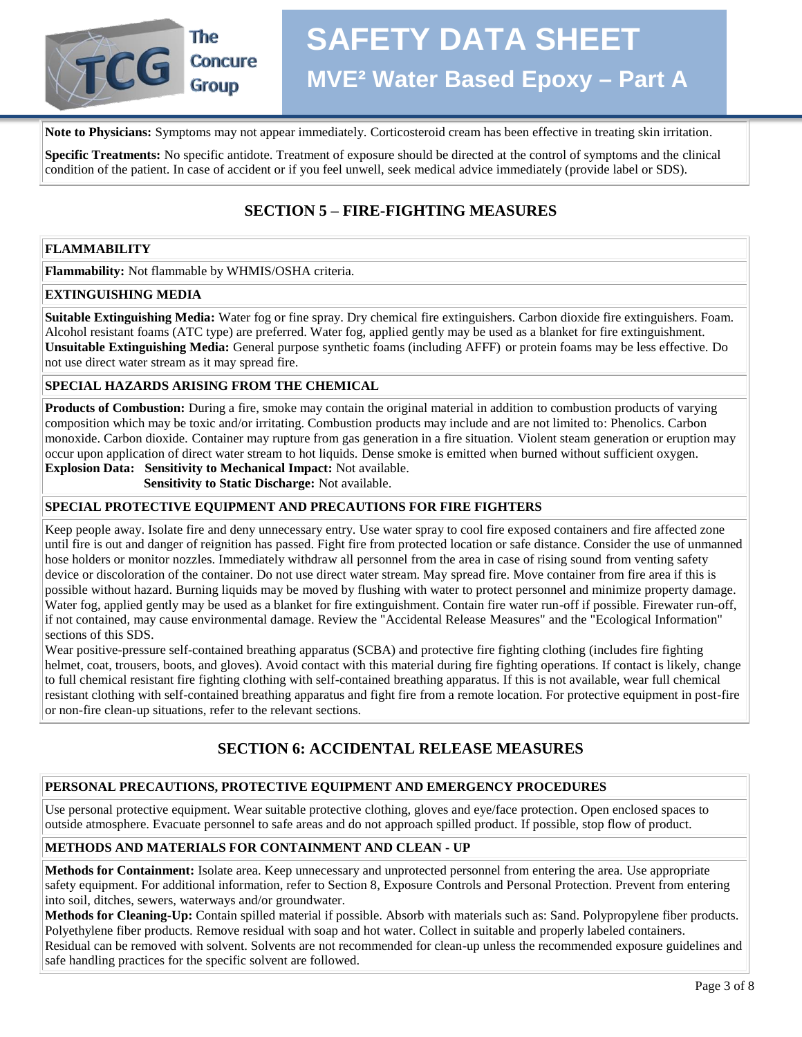**Note to Physicians:** Symptoms may not appear immediately. Corticosteroid cream has been effective in treating skin irritation.

**Specific Treatments:** No specific antidote. Treatment of exposure should be directed at the control of symptoms and the clinical condition of the patient. In case of accident or if you feel unwell, seek medical advice immediately (provide label or SDS).

## SECTION 5 – FIRE-FIGHTING MEASURES

### FLAMMABILITY

**Flammability:** Not flammable by WHMIS/OSHA criteria.

### EXTINGUISHING MEDIA

**Suitable Extinguishing Media:** Water fog or fine spray. Dry chemical fire extinguishers. Carbon dioxide fire extinguishers. Foam. Alcohol resistant foams (ATC type) are preferred. Water fog, applied gently may be used as a blanket for fire extinguishment.
**Unsuitable Extinguishing Media:** General purpose synthetic foams (including AFFF) or protein foams may be less effective. Do not use direct water stream as it may spread fire.

### SPECIAL HAZARDS ARISING FROM THE CHEMICAL

**Products of Combustion:** During a fire, smoke may contain the original material in addition to combustion products of varying composition which may be toxic and/or irritating. Combustion products may include and are not limited to: Phenolics. Carbon monoxide. Carbon dioxide. Container may rupture from gas generation in a fire situation. Violent steam generation or eruption may occur upon application of direct water stream to hot liquids. Dense smoke is emitted when burned without sufficient oxygen.
**Explosion Data:** **Sensitivity to Mechanical Impact:** Not available.
**Sensitivity to Static Discharge:** Not available.

### SPECIAL PROTECTIVE EQUIPMENT AND PRECAUTIONS FOR FIRE FIGHTERS

Keep people away. Isolate fire and deny unnecessary entry. Use water spray to cool fire exposed containers and fire affected zone until fire is out and danger of reignition has passed. Fight fire from protected location or safe distance. Consider the use of unmanned hose holders or monitor nozzles. Immediately withdraw all personnel from the area in case of rising sound from venting safety device or discoloration of the container. Do not use direct water stream. May spread fire. Move container from fire area if this is possible without hazard. Burning liquids may be moved by flushing with water to protect personnel and minimize property damage. Water fog, applied gently may be used as a blanket for fire extinguishment. Contain fire water run-off if possible. Firewater run-off, if not contained, may cause environmental damage. Review the "Accidental Release Measures" and the "Ecological Information" sections of this SDS.
Wear positive-pressure self-contained breathing apparatus (SCBA) and protective fire fighting clothing (includes fire fighting helmet, coat, trousers, boots, and gloves). Avoid contact with this material during fire fighting operations. If contact is likely, change to full chemical resistant fire fighting clothing with self-contained breathing apparatus. If this is not available, wear full chemical resistant clothing with self-contained breathing apparatus and fight fire from a remote location. For protective equipment in post-fire or non-fire clean-up situations, refer to the relevant sections.

## SECTION 6: ACCIDENTAL RELEASE MEASURES

### PERSONAL PRECAUTIONS, PROTECTIVE EQUIPMENT AND EMERGENCY PROCEDURES

Use personal protective equipment. Wear suitable protective clothing, gloves and eye/face protection. Open enclosed spaces to outside atmosphere. Evacuate personnel to safe areas and do not approach spilled product. If possible, stop flow of product.

### METHODS AND MATERIALS FOR CONTAINMENT AND CLEAN - UP

**Methods for Containment:** Isolate area. Keep unnecessary and unprotected personnel from entering the area. Use appropriate safety equipment. For additional information, refer to Section 8, Exposure Controls and Personal Protection. Prevent from entering into soil, ditches, sewers, waterways and/or groundwater.
**Methods for Cleaning-Up:** Contain spilled material if possible. Absorb with materials such as: Sand. Polypropylene fiber products. Polyethylene fiber products. Remove residual with soap and hot water. Collect in suitable and properly labeled containers. Residual can be removed with solvent. Solvents are not recommended for clean-up unless the recommended exposure guidelines and safe handling practices for the specific solvent are followed.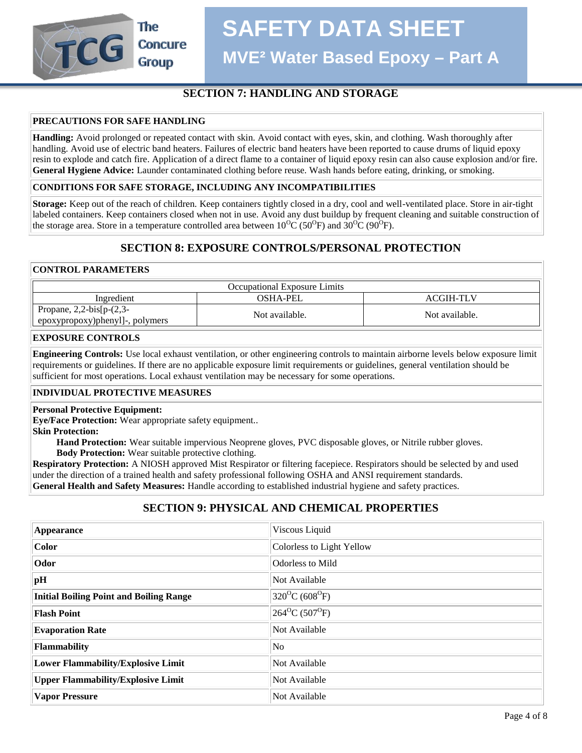## SECTION 7: HANDLING AND STORAGE

### PRECAUTIONS FOR SAFE HANDLING

**Handling:** Avoid prolonged or repeated contact with skin. Avoid contact with eyes, skin, and clothing. Wash thoroughly after handling. Avoid use of electric band heaters. Failures of electric band heaters have been reported to cause drums of liquid epoxy resin to explode and catch fire. Application of a direct flame to a container of liquid epoxy resin can also cause explosion and/or fire.
**General Hygiene Advice:** Launder contaminated clothing before reuse. Wash hands before eating, drinking, or smoking.

### CONDITIONS FOR SAFE STORAGE, INCLUDING ANY INCOMPATIBILITIES

**Storage:** Keep out of the reach of children. Keep containers tightly closed in a dry, cool and well-ventilated place. Store in air-tight labeled containers. Keep containers closed when not in use. Avoid any dust buildup by frequent cleaning and suitable construction of the storage area. Store in a temperature controlled area between 10°C (50°F) and 30°C (90°F).

## SECTION 8: EXPOSURE CONTROLS/PERSONAL PROTECTION

### CONTROL PARAMETERS

| Occupational Exposure Limits | | |
|---|---|---|
| Ingredient | OSHA-PEL | ACGIH-TLV |
| Propane, 2,2-bis[p-(2,3-epoxypropoxy)phenyl]-, polymers | Not available. | Not available. |

### EXPOSURE CONTROLS

**Engineering Controls:** Use local exhaust ventilation, or other engineering controls to maintain airborne levels below exposure limit requirements or guidelines. If there are no applicable exposure limit requirements or guidelines, general ventilation should be sufficient for most operations. Local exhaust ventilation may be necessary for some operations.

### INDIVIDUAL PROTECTIVE MEASURES

**Personal Protective Equipment:**
**Eye/Face Protection:** Wear appropriate safety equipment..
**Skin Protection:**
- **Hand Protection:** Wear suitable impervious Neoprene gloves, PVC disposable gloves, or Nitrile rubber gloves.
- **Body Protection:** Wear suitable protective clothing.

**Respiratory Protection:** A NIOSH approved Mist Respirator or filtering facepiece. Respirators should be selected by and used under the direction of a trained health and safety professional following OSHA and ANSI requirement standards.
**General Health and Safety Measures:** Handle according to established industrial hygiene and safety practices.

## SECTION 9: PHYSICAL AND CHEMICAL PROPERTIES

| Property | Value |
|---|---|
| **Appearance** | Viscous Liquid |
| **Color** | Colorless to Light Yellow |
| **Odor** | Odorless to Mild |
| **pH** | Not Available |
| **Initial Boiling Point and Boiling Range** | 320°C (608°F) |
| **Flash Point** | 264°C (507°F) |
| **Evaporation Rate** | Not Available |
| **Flammability** | No |
| **Lower Flammability/Explosive Limit** | Not Available |
| **Upper Flammability/Explosive Limit** | Not Available |
| **Vapor Pressure** | Not Available |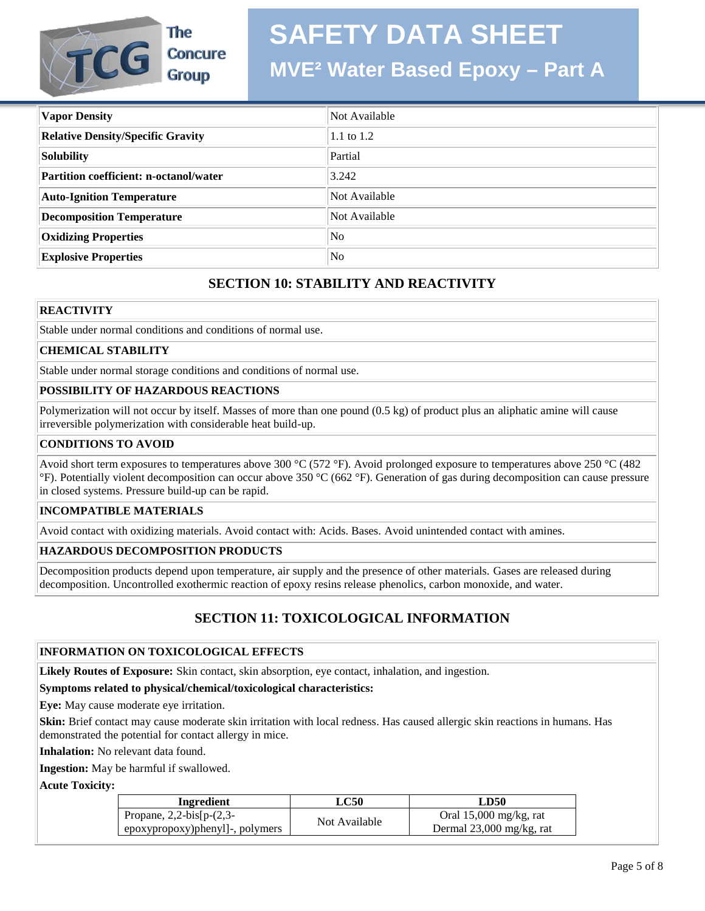| Vapor Density | Not Available |
|---|---|
| Relative Density/Specific Gravity | 1.1 to 1.2 |
| Solubility | Partial |
| Partition coefficient: n-octanol/water | 3.242 |
| Auto-Ignition Temperature | Not Available |
| Decomposition Temperature | Not Available |
| Oxidizing Properties | No |
| Explosive Properties | No |

## SECTION 10: STABILITY AND REACTIVITY

**REACTIVITY**

Stable under normal conditions and conditions of normal use.

**CHEMICAL STABILITY**

Stable under normal storage conditions and conditions of normal use.

**POSSIBILITY OF HAZARDOUS REACTIONS**

Polymerization will not occur by itself. Masses of more than one pound (0.5 kg) of product plus an aliphatic amine will cause irreversible polymerization with considerable heat build-up.

**CONDITIONS TO AVOID**

Avoid short term exposures to temperatures above 300 °C (572 °F). Avoid prolonged exposure to temperatures above 250 °C (482 °F). Potentially violent decomposition can occur above 350 °C (662 °F). Generation of gas during decomposition can cause pressure in closed systems. Pressure build-up can be rapid.

**INCOMPATIBLE MATERIALS**

Avoid contact with oxidizing materials. Avoid contact with: Acids. Bases. Avoid unintended contact with amines.

**HAZARDOUS DECOMPOSITION PRODUCTS**

Decomposition products depend upon temperature, air supply and the presence of other materials. Gases are released during decomposition. Uncontrolled exothermic reaction of epoxy resins release phenolics, carbon monoxide, and water.

## SECTION 11: TOXICOLOGICAL INFORMATION

**INFORMATION ON TOXICOLOGICAL EFFECTS**

**Likely Routes of Exposure:** Skin contact, skin absorption, eye contact, inhalation, and ingestion.

**Symptoms related to physical/chemical/toxicological characteristics:**

**Eye:** May cause moderate eye irritation.

**Skin:** Brief contact may cause moderate skin irritation with local redness. Has caused allergic skin reactions in humans. Has demonstrated the potential for contact allergy in mice.

**Inhalation:** No relevant data found.

**Ingestion:** May be harmful if swallowed.

**Acute Toxicity:**

| Ingredient | LC50 | LD50 |
|---|---|---|
| Propane, 2,2-bis[p-(2,3-epoxypropoxy)phenyl]-, polymers | Not Available | Oral 15,000 mg/kg, rat<br>Dermal 23,000 mg/kg, rat |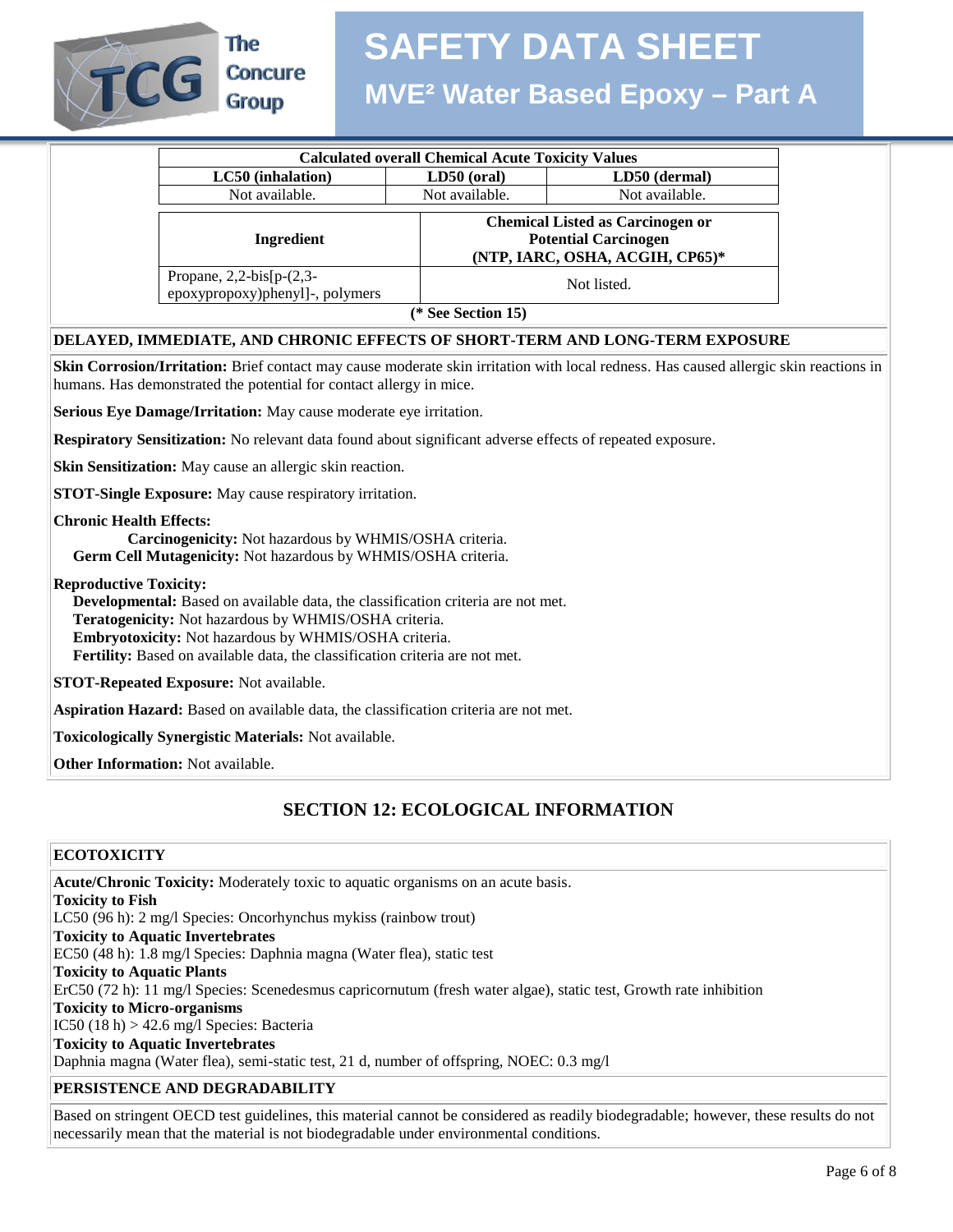| Calculated overall Chemical Acute Toxicity Values | | |
|---|---|---|
| **LC50 (inhalation)** | **LD50 (oral)** | **LD50 (dermal)** |
| Not available. | Not available. | Not available. |

| Ingredient | Chemical Listed as Carcinogen or Potential Carcinogen (NTP, IARC, OSHA, ACGIH, CP65)* |
|---|---|
| Propane, 2,2-bis[p-(2,3-epoxypropoxy)phenyl]-, polymers | Not listed. |

**(* See Section 15)**

**DELAYED, IMMEDIATE, AND CHRONIC EFFECTS OF SHORT-TERM AND LONG-TERM EXPOSURE**

**Skin Corrosion/Irritation:** Brief contact may cause moderate skin irritation with local redness. Has caused allergic skin reactions in humans. Has demonstrated the potential for contact allergy in mice.

**Serious Eye Damage/Irritation:** May cause moderate eye irritation.

**Respiratory Sensitization:** No relevant data found about significant adverse effects of repeated exposure.

**Skin Sensitization:** May cause an allergic skin reaction.

**STOT-Single Exposure:** May cause respiratory irritation.

**Chronic Health Effects:**
- **Carcinogenicity:** Not hazardous by WHMIS/OSHA criteria.
- **Germ Cell Mutagenicity:** Not hazardous by WHMIS/OSHA criteria.

**Reproductive Toxicity:**
- **Developmental:** Based on available data, the classification criteria are not met.
- **Teratogenicity:** Not hazardous by WHMIS/OSHA criteria.
- **Embryotoxicity:** Not hazardous by WHMIS/OSHA criteria.
- **Fertility:** Based on available data, the classification criteria are not met.

**STOT-Repeated Exposure:** Not available.

**Aspiration Hazard:** Based on available data, the classification criteria are not met.

**Toxicologically Synergistic Materials:** Not available.

**Other Information:** Not available.

## SECTION 12: ECOLOGICAL INFORMATION

**ECOTOXICITY**

**Acute/Chronic Toxicity:** Moderately toxic to aquatic organisms on an acute basis.

**Toxicity to Fish**
LC50 (96 h): 2 mg/l Species: Oncorhynchus mykiss (rainbow trout)

**Toxicity to Aquatic Invertebrates**
EC50 (48 h): 1.8 mg/l Species: Daphnia magna (Water flea), static test

**Toxicity to Aquatic Plants**
ErC50 (72 h): 11 mg/l Species: Scenedesmus capricornutum (fresh water algae), static test, Growth rate inhibition

**Toxicity to Micro-organisms**
IC50 (18 h) > 42.6 mg/l Species: Bacteria

**Toxicity to Aquatic Invertebrates**
Daphnia magna (Water flea), semi-static test, 21 d, number of offspring, NOEC: 0.3 mg/l

**PERSISTENCE AND DEGRADABILITY**

Based on stringent OECD test guidelines, this material cannot be considered as readily biodegradable; however, these results do not necessarily mean that the material is not biodegradable under environmental conditions.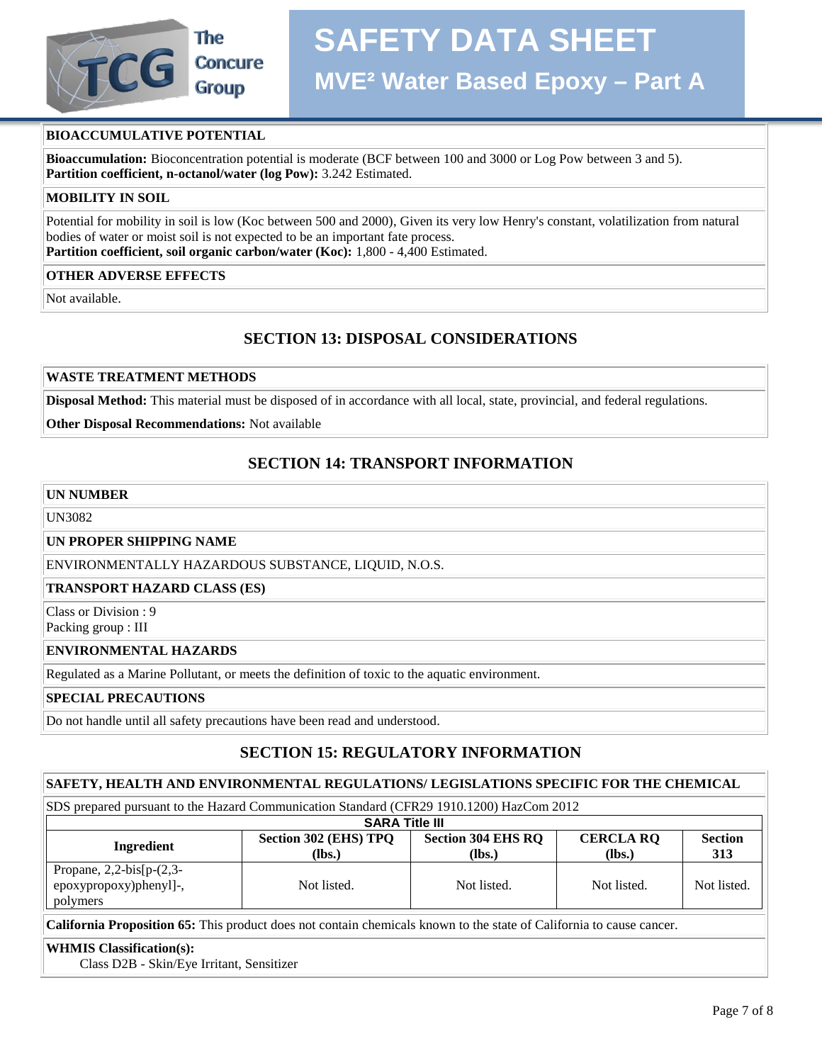### BIOACCUMULATIVE POTENTIAL

**Bioaccumulation:** Bioconcentration potential is moderate (BCF between 100 and 3000 or Log Pow between 3 and 5).
**Partition coefficient, n-octanol/water (log Pow):** 3.242 Estimated.

### MOBILITY IN SOIL

Potential for mobility in soil is low (Koc between 500 and 2000), Given its very low Henry's constant, volatilization from natural bodies of water or moist soil is not expected to be an important fate process.
**Partition coefficient, soil organic carbon/water (Koc):** 1,800 - 4,400 Estimated.

### OTHER ADVERSE EFFECTS

Not available.

## SECTION 13: DISPOSAL CONSIDERATIONS

### WASTE TREATMENT METHODS

**Disposal Method:** This material must be disposed of in accordance with all local, state, provincial, and federal regulations.

**Other Disposal Recommendations:** Not available

## SECTION 14: TRANSPORT INFORMATION

### UN NUMBER

UN3082

### UN PROPER SHIPPING NAME

ENVIRONMENTALLY HAZARDOUS SUBSTANCE, LIQUID, N.O.S.

### TRANSPORT HAZARD CLASS (ES)

Class or Division : 9
Packing group : III

### ENVIRONMENTAL HAZARDS

Regulated as a Marine Pollutant, or meets the definition of toxic to the aquatic environment.

### SPECIAL PRECAUTIONS

Do not handle until all safety precautions have been read and understood.

## SECTION 15: REGULATORY INFORMATION

### SAFETY, HEALTH AND ENVIRONMENTAL REGULATIONS/ LEGISLATIONS SPECIFIC FOR THE CHEMICAL

SDS prepared pursuant to the Hazard Communication Standard (CFR29 1910.1200) HazCom 2012

**SARA Title III**

| Ingredient | Section 302 (EHS) TPQ (lbs.) | Section 304 EHS RQ (lbs.) | CERCLA RQ (lbs.) | Section 313 |
|---|---|---|---|---|
| Propane, 2,2-bis[p-(2,3-epoxypropoxy)phenyl]-, polymers | Not listed. | Not listed. | Not listed. | Not listed. |

**California Proposition 65:** This product does not contain chemicals known to the state of California to cause cancer.

**WHMIS Classification(s):**
Class D2B - Skin/Eye Irritant, Sensitizer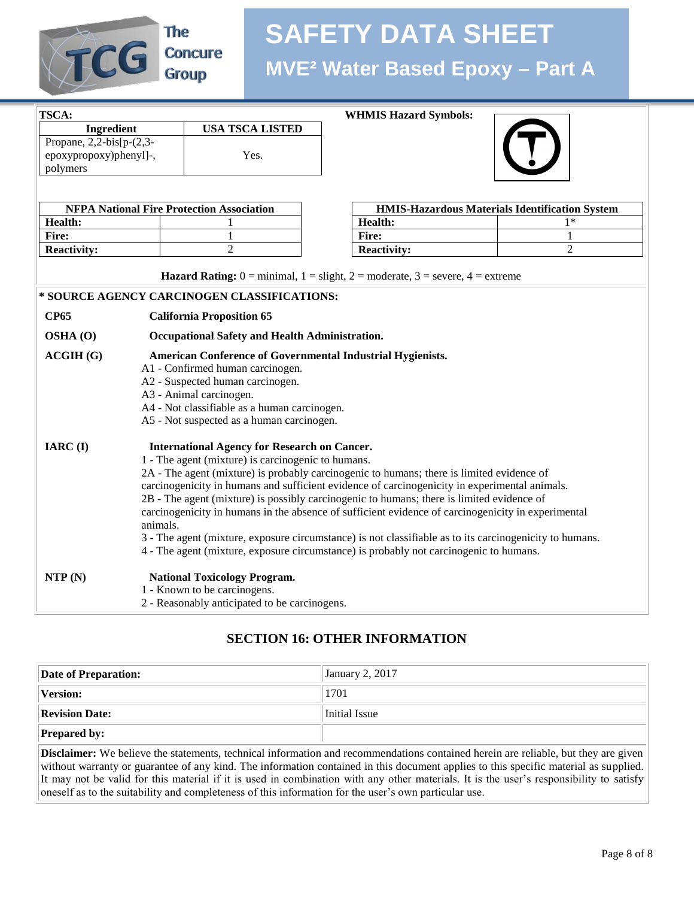**TSCA:**

| Ingredient | USA TSCA LISTED |
| --- | --- |
| Propane, 2,2-bis[p-(2,3-epoxypropoxy)phenyl]-, polymers | Yes. |

**WHMIS Hazard Symbols:**

| NFPA National Fire Protection Association | |
| --- | --- |
| **Health:** | 1 |
| **Fire:** | 1 |
| **Reactivity:** | 2 |

| HMIS-Hazardous Materials Identification System | |
| --- | --- |
| **Health:** | 1* |
| **Fire:** | 1 |
| **Reactivity:** | 2 |

**Hazard Rating:** 0 = minimal, 1 = slight, 2 = moderate, 3 = severe, 4 = extreme

**\* SOURCE AGENCY CARCINOGEN CLASSIFICATIONS:**

**CP65** — **California Proposition 65**

**OSHA (O)** — **Occupational Safety and Health Administration.**

**ACGIH (G)** — **American Conference of Governmental Industrial Hygienists.**

A1 - Confirmed human carcinogen.
A2 - Suspected human carcinogen.
A3 - Animal carcinogen.
A4 - Not classifiable as a human carcinogen.
A5 - Not suspected as a human carcinogen.

**IARC (I)** — **International Agency for Research on Cancer.**

1 - The agent (mixture) is carcinogenic to humans.
2A - The agent (mixture) is probably carcinogenic to humans; there is limited evidence of carcinogenicity in humans and sufficient evidence of carcinogenicity in experimental animals.
2B - The agent (mixture) is possibly carcinogenic to humans; there is limited evidence of carcinogenicity in humans in the absence of sufficient evidence of carcinogenicity in experimental animals.
3 - The agent (mixture, exposure circumstance) is not classifiable as to its carcinogenicity to humans.
4 - The agent (mixture, exposure circumstance) is probably not carcinogenic to humans.

**NTP (N)** — **National Toxicology Program.**

1 - Known to be carcinogens.
2 - Reasonably anticipated to be carcinogens.

## SECTION 16: OTHER INFORMATION

| | |
| --- | --- |
| **Date of Preparation:** | January 2, 2017 |
| **Version:** | 1701 |
| **Revision Date:** | Initial Issue |
| **Prepared by:** | |

**Disclaimer:** We believe the statements, technical information and recommendations contained herein are reliable, but they are given without warranty or guarantee of any kind. The information contained in this document applies to this specific material as supplied. It may not be valid for this material if it is used in combination with any other materials. It is the user's responsibility to satisfy oneself as to the suitability and completeness of this information for the user's own particular use.